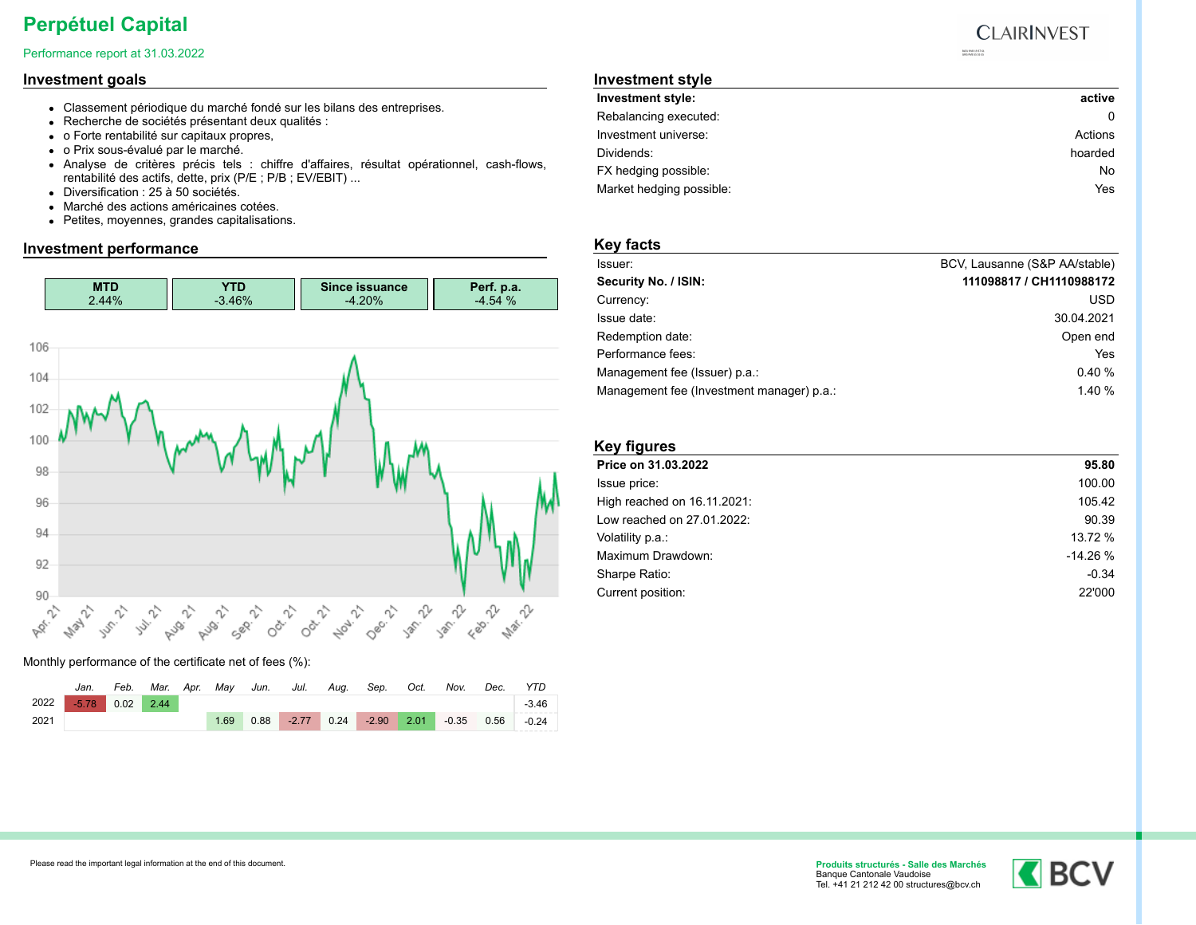# Perpétuel Capital

Performance report at 31.03.2022

## Investment goals

- Classement périodique du marché fondé sur les bilans des entreprises.
- Recherche de sociétés présentant deux qualités :
- o Forte rentabilité sur capitaux propres,
- o Prix sous-évalué par le marché.
- Analyse de critères précis tels : chiffre d'affaires, résultat opérationnel, cash-flows, rentabilité des actifs, dette, prix (P/E ; P/B ; EV/EBIT) ...
- Diversification : 25 à 50 sociétés.
- Marché des actions américaines cotées.
- Petites, moyennes, grandes capitalisations.

## Investment performance

| MTD | YTD | Since issuance | Perf. p.a. |
|---|---|---|---|
| 2.44% | -3.46% | -4.20% | -4.54 % |

Monthly performance of the certificate net of fees (%):

| | Jan. | Feb. | Mar. | Apr. | May | Jun. | Jul. | Aug. | Sep. | Oct. | Nov. | Dec. | YTD |
|---|---|---|---|---|---|---|---|---|---|---|---|---|---|
| 2022 | -5.78 | 0.02 | 2.44 | | | | | | | | | | -3.46 |
| 2021 | | | | | 1.69 | 0.88 | -2.77 | 0.24 | -2.90 | 2.01 | -0.35 | 0.56 | -0.24 |

## Investment style

| | |
|---|---|
| **Investment style:** | **active** |
| Rebalancing executed: | 0 |
| Investment universe: | Actions |
| Dividends: | hoarded |
| FX hedging possible: | No |
| Market hedging possible: | Yes |

## Key facts

| | |
|---|---|
| Issuer: | BCV, Lausanne (S&P AA/stable) |
| **Security No. / ISIN:** | **111098817 / CH1110988172** |
| Currency: | USD |
| Issue date: | 30.04.2021 |
| Redemption date: | Open end |
| Performance fees: | Yes |
| Management fee (Issuer) p.a.: | 0.40 % |
| Management fee (Investment manager) p.a.: | 1.40 % |

## Key figures

| | |
|---|---|
| **Price on 31.03.2022** | **95.80** |
| Issue price: | 100.00 |
| High reached on 16.11.2021: | 105.42 |
| Low reached on 27.01.2022: | 90.39 |
| Volatility p.a.: | 13.72 % |
| Maximum Drawdown: | -14.26 % |
| Sharpe Ratio: | -0.34 |
| Current position: | 22'000 |

Please read the important legal information at the end of this document.

**Produits structurés - Salle des Marchés**
Banque Cantonale Vaudoise
Tel. +41 21 212 42 00 structures@bcv.ch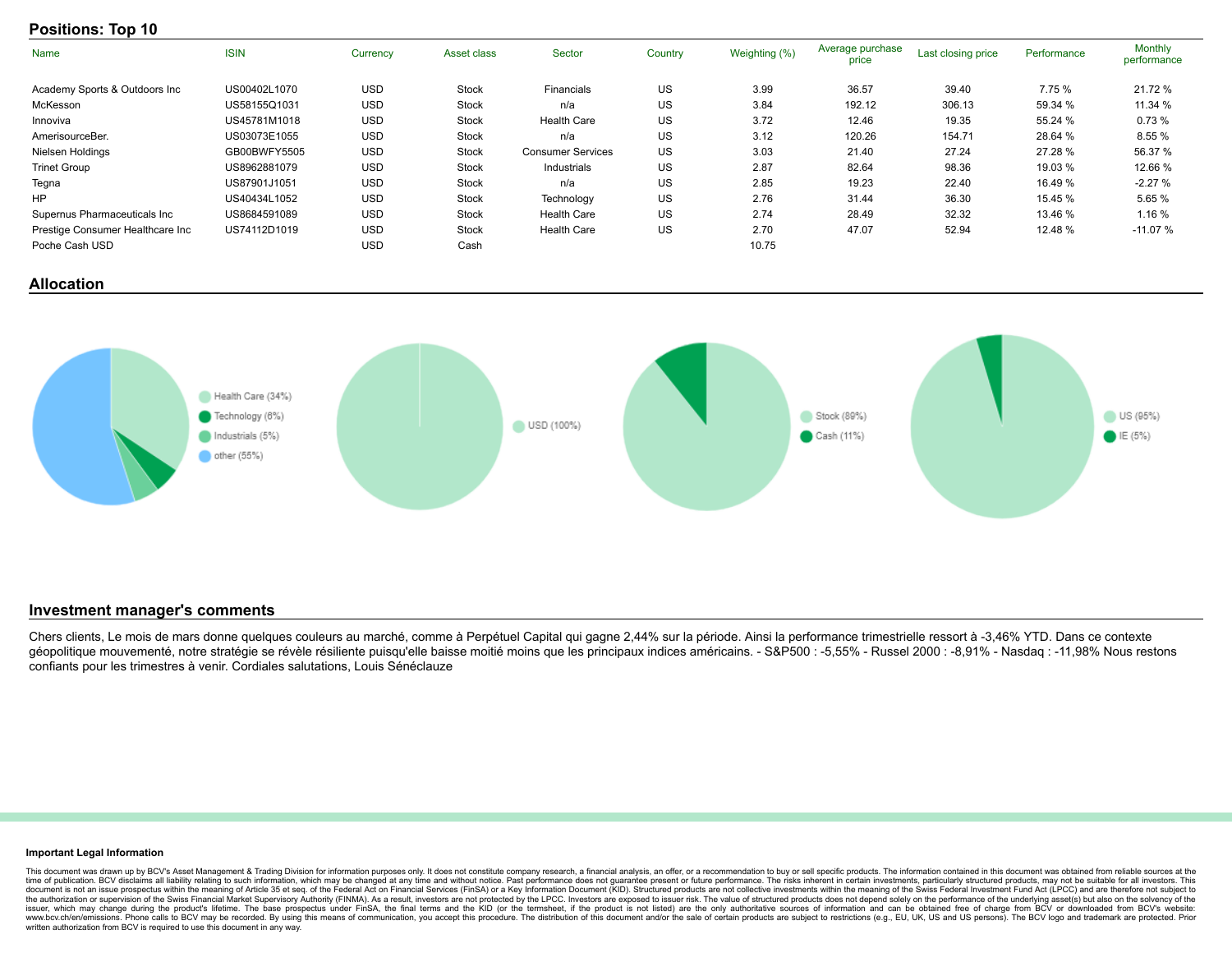## Positions: Top 10

| Name | ISIN | Currency | Asset class | Sector | Country | Weighting (%) | Average purchase price | Last closing price | Performance | Monthly performance |
|---|---|---|---|---|---|---|---|---|---|---|
| Academy Sports & Outdoors Inc | US00402L1070 | USD | Stock | Financials | US | 3.99 | 36.57 | 39.40 | 7.75 % | 21.72 % |
| McKesson | US58155Q1031 | USD | Stock | n/a | US | 3.84 | 192.12 | 306.13 | 59.34 % | 11.34 % |
| Innoviva | US45781M1018 | USD | Stock | Health Care | US | 3.72 | 12.46 | 19.35 | 55.24 % | 0.73 % |
| AmerisourceBer. | US03073E1055 | USD | Stock | n/a | US | 3.12 | 120.26 | 154.71 | 28.64 % | 8.55 % |
| Nielsen Holdings | GB00BWFY5505 | USD | Stock | Consumer Services | US | 3.03 | 21.40 | 27.24 | 27.28 % | 56.37 % |
| Trinet Group | US8962881079 | USD | Stock | Industrials | US | 2.87 | 82.64 | 98.36 | 19.03 % | 12.66 % |
| Tegna | US87901J1051 | USD | Stock | n/a | US | 2.85 | 19.23 | 22.40 | 16.49 % | -2.27 % |
| HP | US40434L1052 | USD | Stock | Technology | US | 2.76 | 31.44 | 36.30 | 15.45 % | 5.65 % |
| Supernus Pharmaceuticals Inc | US8684591089 | USD | Stock | Health Care | US | 2.74 | 28.49 | 32.32 | 13.46 % | 1.16 % |
| Prestige Consumer Healthcare Inc | US74112D1019 | USD | Stock | Health Care | US | 2.70 | 47.07 | 52.94 | 12.48 % | -11.07 % |
| Poche Cash USD | | USD | Cash | | | 10.75 | | | | |

## Allocation

Health Care (34%)
Technology (6%)
Industrials (5%)
other (55%)

USD (100%)

Stock (89%)
Cash (11%)

US (95%)
IE (5%)

## Investment manager's comments

Chers clients, Le mois de mars donne quelques couleurs au marché, comme à Perpétuel Capital qui gagne 2,44% sur la période. Ainsi la performance trimestrielle ressort à -3,46% YTD. Dans ce contexte géopolitique mouvementé, notre stratégie se révèle résiliente puisqu'elle baisse moitié moins que les principaux indices américains. - S&P500 : -5,55% - Russel 2000 : -8,91% - Nasdaq : -11,98% Nous restons confiants pour les trimestres à venir. Cordiales salutations, Louis Sénéclauze

**Important Legal Information**

This document was drawn up by BCV's Asset Management & Trading Division for information purposes only. It does not constitute company research, a financial analysis, an offer, or a recommendation to buy or sell specific products. The information contained in this document was obtained from reliable sources at the time of publication. BCV disclaims all liability relating to such information, which may be changed at any time and without notice. Past performance does not guarantee present or future performance. The risks inherent in certain investments, particularly structured products, may not be suitable for all investors. This document is not an issue prospectus within the meaning of Article 35 et seq. of the Federal Act on Financial Services (FinSA) or a Key Information Document (KID). Structured products are not collective investments within the meaning of the Swiss Federal Investment Fund Act (LPCC) and are therefore not subject to the authorization or supervision of the Swiss Financial Market Supervisory Authority (FINMA). As a result, investors are not protected by the LPCC. Investors are exposed to issuer risk. The value of structured products does not depend solely on the performance of the underlying asset(s) but also on the solvency of the issuer, which may change during the product's lifetime. The base prospectus under FinSA, the final terms and the KID (or the termsheet, if the product is not listed) are the only authoritative sources of information and can be obtained free of charge from BCV or downloaded from BCV's website: www.bcv.ch/en/emissions. Phone calls to BCV may be recorded. By using this means of communication, you accept this procedure. The distribution of this document and/or the sale of certain products are subject to restrictions (e.g., EU, UK, US and US persons). The BCV logo and trademark are protected. Prior written authorization from BCV is required to use this document in any way.